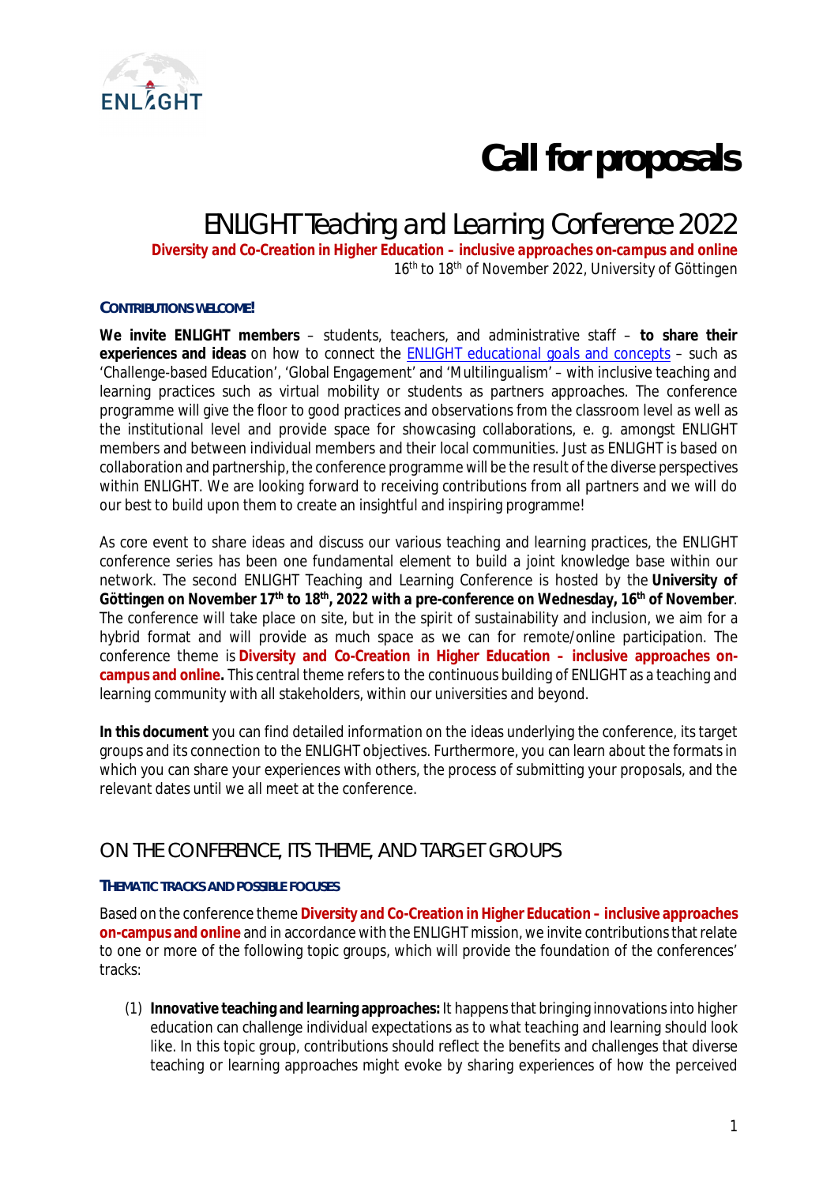# Call for proposals

## ENLIGHT Teaching and Learning Conference 2022

**Diversity and Co-Creation in Higher Education – inclusive approaches on-campus and online**

16th to 18th of November 2022, University of Göttingen

#### CONTRIBUTIONS WELCOME!

**We invite ENLIGHT members** – students, teachers, and administrative staff – **to share their experiences and ideas** on how to connect the ENLIGHT educational goals and concepts – such as 'Challenge-based Education', 'Global Engagement' and 'Multilingualism' – with inclusive teaching and learning practices such as virtual mobility or students as partners approaches. The conference programme will give the floor to good practices and observations from the classroom level as well as the institutional level and provide space for showcasing collaborations, e. g. amongst ENLIGHT members and between individual members and their local communities. Just as ENLIGHT is based on collaboration and partnership, the conference programme will be the result of the diverse perspectives within ENLIGHT. We are looking forward to receiving contributions from all partners and we will do our best to build upon them to create an insightful and inspiring programme!

As core event to share ideas and discuss our various teaching and learning practices, the ENLIGHT conference series has been one fundamental element to build a joint knowledge base within our network. The second ENLIGHT Teaching and Learning Conference is hosted by the **University of Göttingen on November 17th to 18th, 2022 with a pre-conference on Wednesday, 16th of November**. The conference will take place on site, but in the spirit of sustainability and inclusion, we aim for a hybrid format and will provide as much space as we can for remote/online participation. The conference theme is **Diversity and Co-Creation in Higher Education – inclusive approaches on-campus and online.** This central theme refers to the continuous building of ENLIGHT as a teaching and learning community with all stakeholders, within our universities and beyond.

**In this document** you can find detailed information on the ideas underlying the conference, its target groups and its connection to the ENLIGHT objectives. Furthermore, you can learn about the formats in which you can share your experiences with others, the process of submitting your proposals, and the relevant dates until we all meet at the conference.

## ON THE CONFERENCE, ITS THEME, AND TARGET GROUPS

#### THEMATIC TRACKS AND POSSIBLE FOCUSES

Based on the conference theme **Diversity and Co-Creation in Higher Education – inclusive approaches on-campus and online** and in accordance with the ENLIGHT mission, we invite contributions that relate to one or more of the following topic groups, which will provide the foundation of the conferences' tracks:

(1) **Innovative teaching and learning approaches:** It happens that bringing innovations into higher education can challenge individual expectations as to what teaching and learning should look like. In this topic group, contributions should reflect the benefits and challenges that diverse teaching or learning approaches might evoke by sharing experiences of how the perceived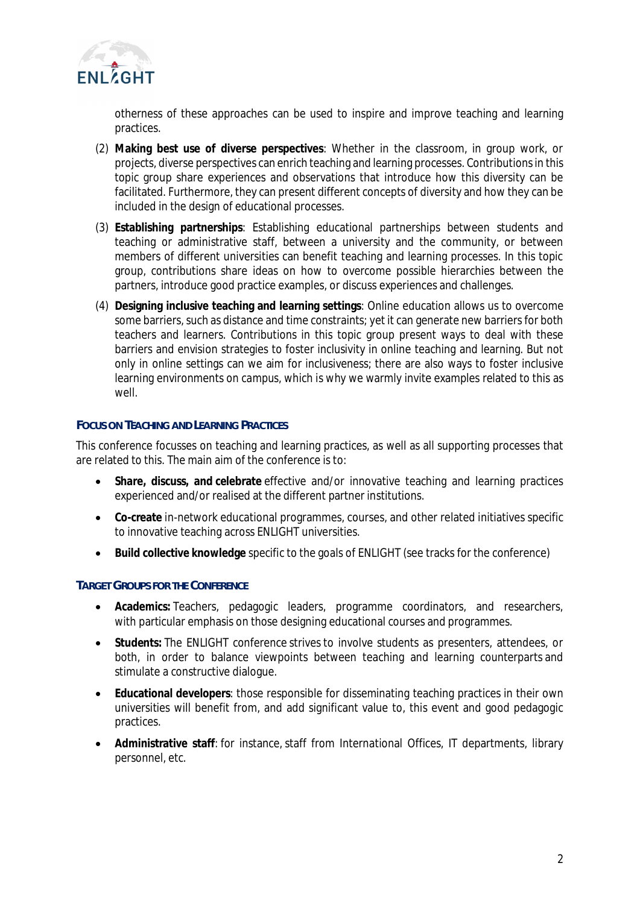otherness of these approaches can be used to inspire and improve teaching and learning practices.

(2) **Making best use of diverse perspectives**: Whether in the classroom, in group work, or projects, diverse perspectives can enrich teaching and learning processes. Contributions in this topic group share experiences and observations that introduce how this diversity can be facilitated. Furthermore, they can present different concepts of diversity and how they can be included in the design of educational processes.

(3) **Establishing partnerships**: Establishing educational partnerships between students and teaching or administrative staff, between a university and the community, or between members of different universities can benefit teaching and learning processes. In this topic group, contributions share ideas on how to overcome possible hierarchies between the partners, introduce good practice examples, or discuss experiences and challenges.

(4) **Designing inclusive teaching and learning settings**: Online education allows us to overcome some barriers, such as distance and time constraints; yet it can generate new barriers for both teachers and learners. Contributions in this topic group present ways to deal with these barriers and envision strategies to foster inclusivity in online teaching and learning. But not only in online settings can we aim for inclusiveness; there are also ways to foster inclusive learning environments on campus, which is why we warmly invite examples related to this as well.

### Focus on Teaching and Learning Practices

This conference focusses on teaching and learning practices, as well as all supporting processes that are related to this. The main aim of the conference is to:

- **Share, discuss, and celebrate** effective and/or innovative teaching and learning practices experienced and/or realised at the different partner institutions.
- **Co-create** in-network educational programmes, courses, and other related initiatives specific to innovative teaching across ENLIGHT universities.
- **Build collective knowledge** specific to the goals of ENLIGHT (see tracks for the conference)

### Target Groups for the Conference

- **Academics:** Teachers, pedagogic leaders, programme coordinators, and researchers, with particular emphasis on those designing educational courses and programmes.
- **Students:** The ENLIGHT conference strives to involve students as presenters, attendees, or both, in order to balance viewpoints between teaching and learning counterparts and stimulate a constructive dialogue.
- **Educational developers**: those responsible for disseminating teaching practices in their own universities will benefit from, and add significant value to, this event and good pedagogic practices.
- **Administrative staff**: for instance, staff from International Offices, IT departments, library personnel, etc.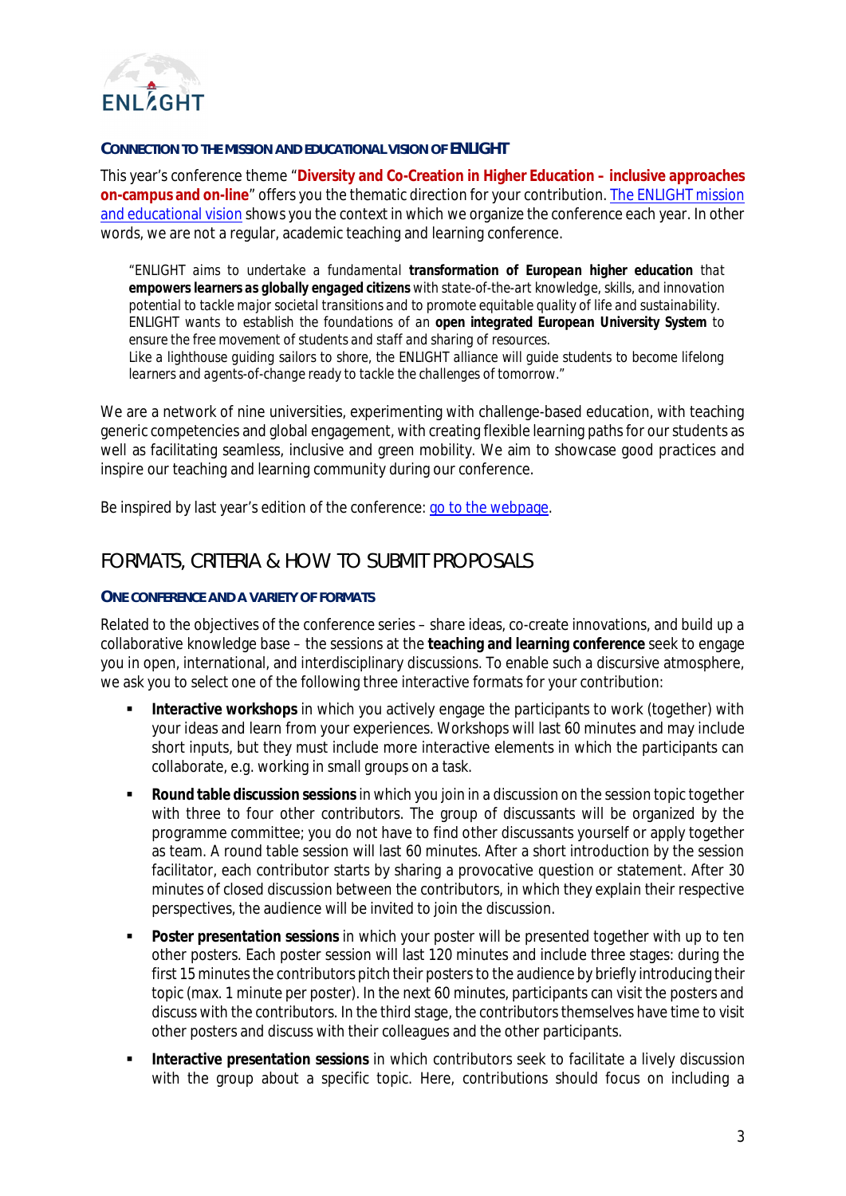#### CONNECTION TO THE MISSION AND EDUCATIONAL VISION OF ENLIGHT

This year's conference theme "**Diversity and Co-Creation in Higher Education – inclusive approaches on-campus and on-line**" offers you the thematic direction for your contribution. The ENLIGHT mission and educational vision shows you the context in which we organize the conference each year. In other words, we are not a regular, academic teaching and learning conference.

> "ENLIGHT aims to undertake a fundamental **transformation of European higher education** that **empowers learners as globally engaged citizens** with state-of-the-art knowledge, skills, and innovation potential to tackle major societal transitions and to promote equitable quality of life and sustainability. ENLIGHT wants to establish the foundations of an **open integrated European University System** to ensure the free movement of students and staff and sharing of resources.
> Like a lighthouse guiding sailors to shore, the ENLIGHT alliance will guide students to become lifelong learners and agents-of-change ready to tackle the challenges of tomorrow."

We are a network of nine universities, experimenting with challenge-based education, with teaching generic competencies and global engagement, with creating flexible learning paths for our students as well as facilitating seamless, inclusive and green mobility. We aim to showcase good practices and inspire our teaching and learning community during our conference.

Be inspired by last year's edition of the conference: go to the webpage.

## FORMATS, CRITERIA & HOW TO SUBMIT PROPOSALS

#### ONE CONFERENCE AND A VARIETY OF FORMATS

Related to the objectives of the conference series – share ideas, co-create innovations, and build up a collaborative knowledge base – the sessions at the **teaching and learning conference** seek to engage you in open, international, and interdisciplinary discussions. To enable such a discursive atmosphere, we ask you to select one of the following three interactive formats for your contribution:

- **Interactive workshops** in which you actively engage the participants to work (together) with your ideas and learn from your experiences. Workshops will last 60 minutes and may include short inputs, but they must include more interactive elements in which the participants can collaborate, e.g. working in small groups on a task.
- **Round table discussion sessions** in which you join in a discussion on the session topic together with three to four other contributors. The group of discussants will be organized by the programme committee; you do not have to find other discussants yourself or apply together as team. A round table session will last 60 minutes. After a short introduction by the session facilitator, each contributor starts by sharing a provocative question or statement. After 30 minutes of closed discussion between the contributors, in which they explain their respective perspectives, the audience will be invited to join the discussion.
- **Poster presentation sessions** in which your poster will be presented together with up to ten other posters. Each poster session will last 120 minutes and include three stages: during the first 15 minutes the contributors pitch their posters to the audience by briefly introducing their topic (max. 1 minute per poster). In the next 60 minutes, participants can visit the posters and discuss with the contributors. In the third stage, the contributors themselves have time to visit other posters and discuss with their colleagues and the other participants.
- **Interactive presentation sessions** in which contributors seek to facilitate a lively discussion with the group about a specific topic. Here, contributions should focus on including a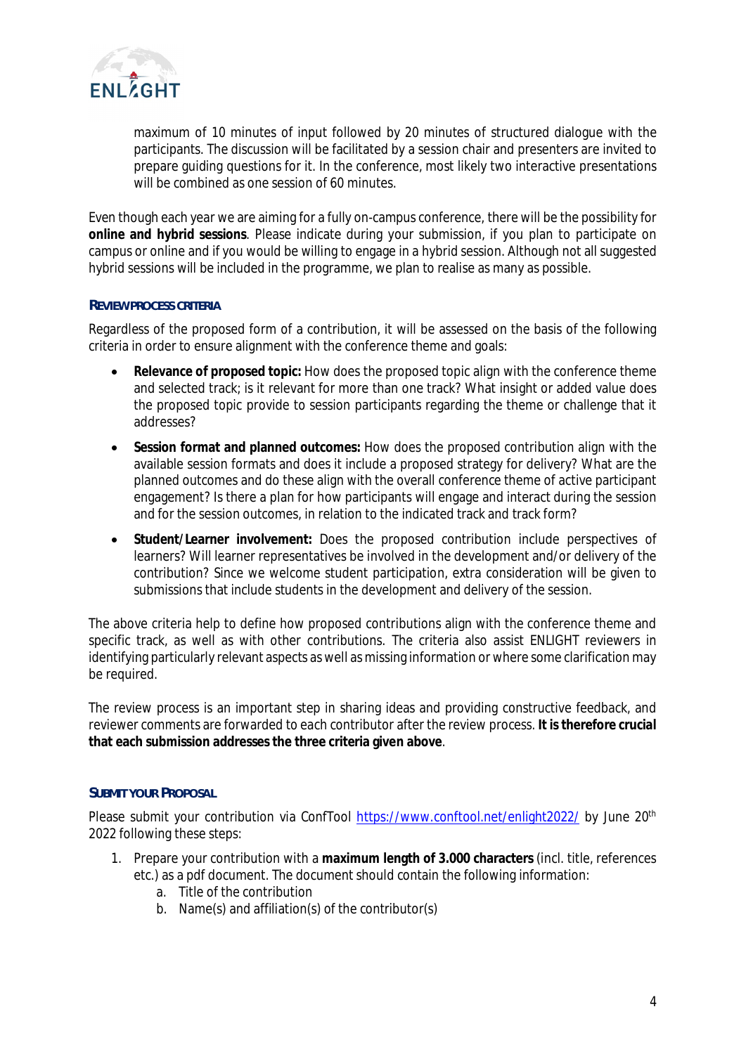maximum of 10 minutes of input followed by 20 minutes of structured dialogue with the participants. The discussion will be facilitated by a session chair and presenters are invited to prepare guiding questions for it. In the conference, most likely two interactive presentations will be combined as one session of 60 minutes.

Even though each year we are aiming for a fully on-campus conference, there will be the possibility for **online and hybrid sessions**. Please indicate during your submission, if you plan to participate on campus or online and if you would be willing to engage in a hybrid session. Although not all suggested hybrid sessions will be included in the programme, we plan to realise as many as possible.

#### REVIEW PROCESS CRITERIA

Regardless of the proposed form of a contribution, it will be assessed on the basis of the following criteria in order to ensure alignment with the conference theme and goals:

- **Relevance of proposed topic:** How does the proposed topic align with the conference theme and selected track; is it relevant for more than one track? What insight or added value does the proposed topic provide to session participants regarding the theme or challenge that it addresses?
- **Session format and planned outcomes:** How does the proposed contribution align with the available session formats and does it include a proposed strategy for delivery? What are the planned outcomes and do these align with the overall conference theme of active participant engagement? Is there a plan for how participants will engage and interact during the session and for the session outcomes, in relation to the indicated track and track form?
- **Student/Learner involvement:** Does the proposed contribution include perspectives of learners? Will learner representatives be involved in the development and/or delivery of the contribution? Since we welcome student participation, extra consideration will be given to submissions that include students in the development and delivery of the session.

The above criteria help to define how proposed contributions align with the conference theme and specific track, as well as with other contributions. The criteria also assist ENLIGHT reviewers in identifying particularly relevant aspects as well as missing information or where some clarification may be required.

The review process is an important step in sharing ideas and providing constructive feedback, and reviewer comments are forwarded to each contributor after the review process. **It is therefore crucial that each submission addresses the three criteria given above**.

#### SUBMIT YOUR PROPOSAL

Please submit your contribution via ConfTool https://www.conftool.net/enlight2022/ by June 20th 2022 following these steps:

1. Prepare your contribution with a **maximum length of 3.000 characters** (incl. title, references etc.) as a pdf document. The document should contain the following information:
   a. Title of the contribution
   b. Name(s) and affiliation(s) of the contributor(s)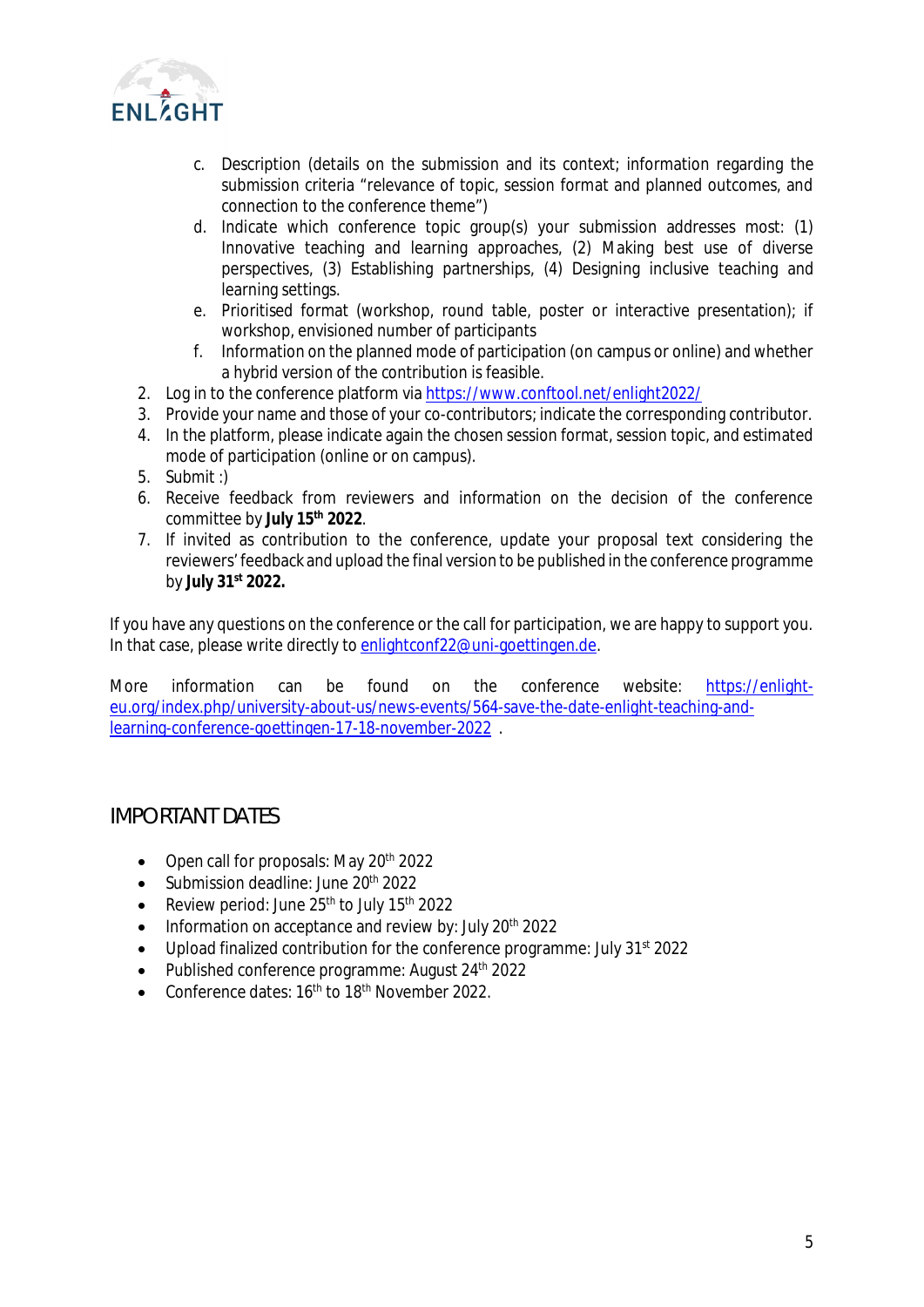c. Description (details on the submission and its context; information regarding the submission criteria "relevance of topic, session format and planned outcomes, and connection to the conference theme")
   d. Indicate which conference topic group(s) your submission addresses most: (1) Innovative teaching and learning approaches, (2) Making best use of diverse perspectives, (3) Establishing partnerships, (4) Designing inclusive teaching and learning settings.
   e. Prioritised format (workshop, round table, poster or interactive presentation); if workshop, envisioned number of participants
   f. Information on the planned mode of participation (on campus or online) and whether a hybrid version of the contribution is feasible.
2. Log in to the conference platform via https://www.conftool.net/enlight2022/
3. Provide your name and those of your co-contributors; indicate the corresponding contributor.
4. In the platform, please indicate again the chosen session format, session topic, and estimated mode of participation (online or on campus).
5. Submit :)
6. Receive feedback from reviewers and information on the decision of the conference committee by **July 15th 2022**.
7. If invited as contribution to the conference, update your proposal text considering the reviewers' feedback and upload the final version to be published in the conference programme by **July 31st 2022.**

If you have any questions on the conference or the call for participation, we are happy to support you. In that case, please write directly to enlightconf22@uni-goettingen.de.

More information can be found on the conference website: https://enlight-eu.org/index.php/university-about-us/news-events/564-save-the-date-enlight-teaching-and-learning-conference-goettingen-17-18-november-2022 .

## IMPORTANT DATES

- Open call for proposals: May 20th 2022
- Submission deadline: June 20th 2022
- Review period: June 25th to July 15th 2022
- Information on acceptance and review by: July 20th 2022
- Upload finalized contribution for the conference programme: July 31st 2022
- Published conference programme: August 24th 2022
- Conference dates: 16th to 18th November 2022.